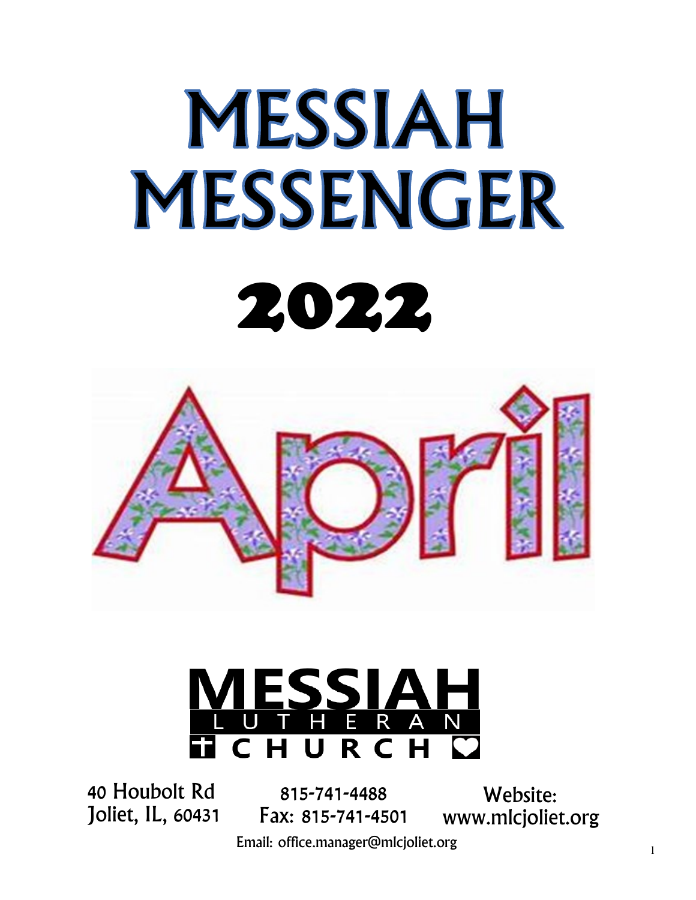# MESSIAH MESSENGER

# 2022

# April

**MESSIAH LUTHERAN CHURCH**

40 Houbolt Rd
Joliet, IL, 60431

815-741-4488
Fax: 815-741-4501

Website:
www.mlcjoliet.org

Email: office.manager@mlcjoliet.org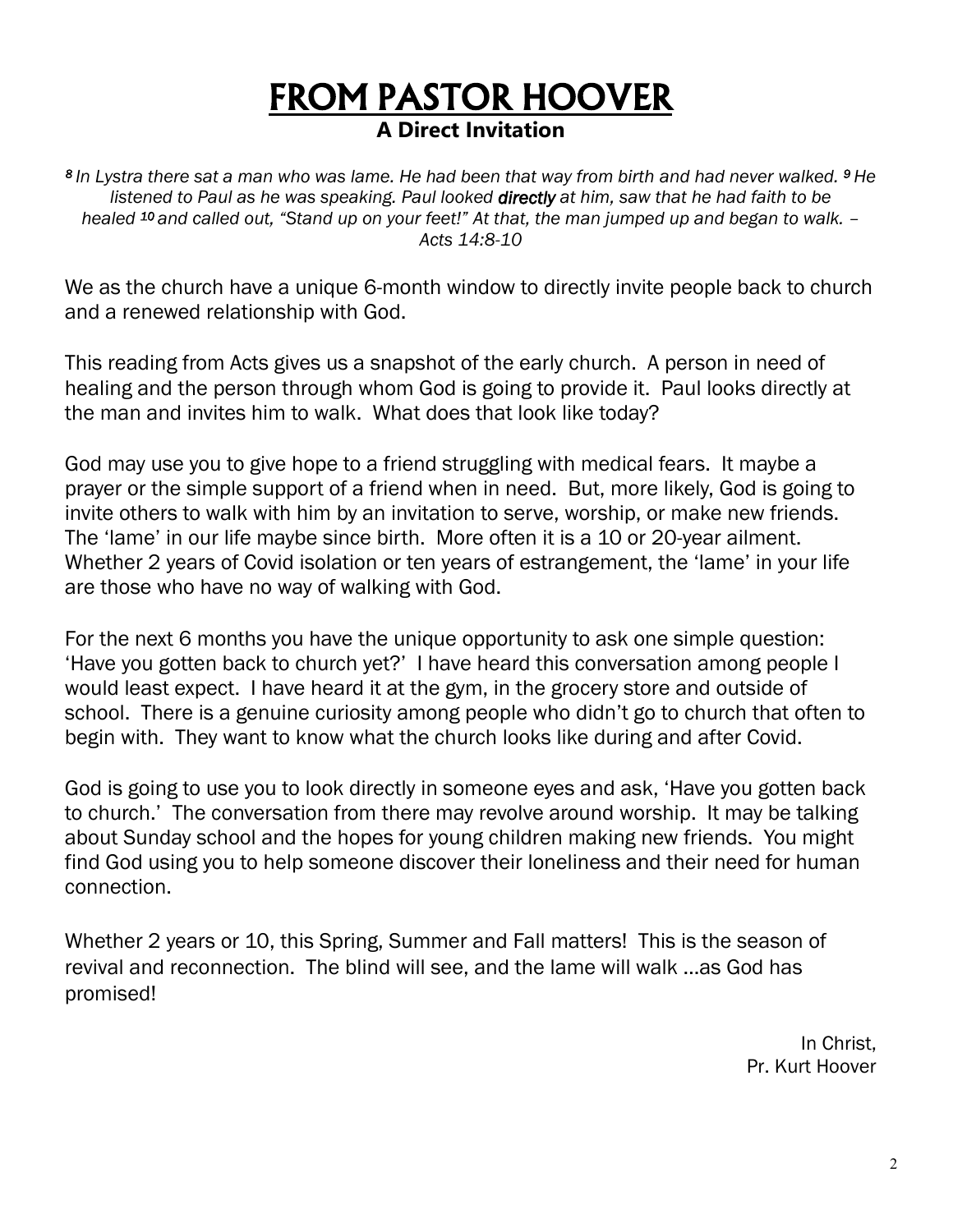# FROM PASTOR HOOVER

## A Direct Invitation

*[8] In Lystra there sat a man who was lame. He had been that way from birth and had never walked. [9] He listened to Paul as he was speaking. Paul looked* ***directly*** *at him, saw that he had faith to be healed [10] and called out, "Stand up on your feet!" At that, the man jumped up and began to walk. – Acts 14:8-10*

We as the church have a unique 6-month window to directly invite people back to church and a renewed relationship with God.

This reading from Acts gives us a snapshot of the early church. A person in need of healing and the person through whom God is going to provide it. Paul looks directly at the man and invites him to walk. What does that look like today?

God may use you to give hope to a friend struggling with medical fears. It maybe a prayer or the simple support of a friend when in need. But, more likely, God is going to invite others to walk with him by an invitation to serve, worship, or make new friends. The 'lame' in our life maybe since birth. More often it is a 10 or 20-year ailment. Whether 2 years of Covid isolation or ten years of estrangement, the 'lame' in your life are those who have no way of walking with God.

For the next 6 months you have the unique opportunity to ask one simple question: 'Have you gotten back to church yet?' I have heard this conversation among people I would least expect. I have heard it at the gym, in the grocery store and outside of school. There is a genuine curiosity among people who didn't go to church that often to begin with. They want to know what the church looks like during and after Covid.

God is going to use you to look directly in someone eyes and ask, 'Have you gotten back to church.' The conversation from there may revolve around worship. It may be talking about Sunday school and the hopes for young children making new friends. You might find God using you to help someone discover their loneliness and their need for human connection.

Whether 2 years or 10, this Spring, Summer and Fall matters! This is the season of revival and reconnection. The blind will see, and the lame will walk …as God has promised!

In Christ,  
Pr. Kurt Hoover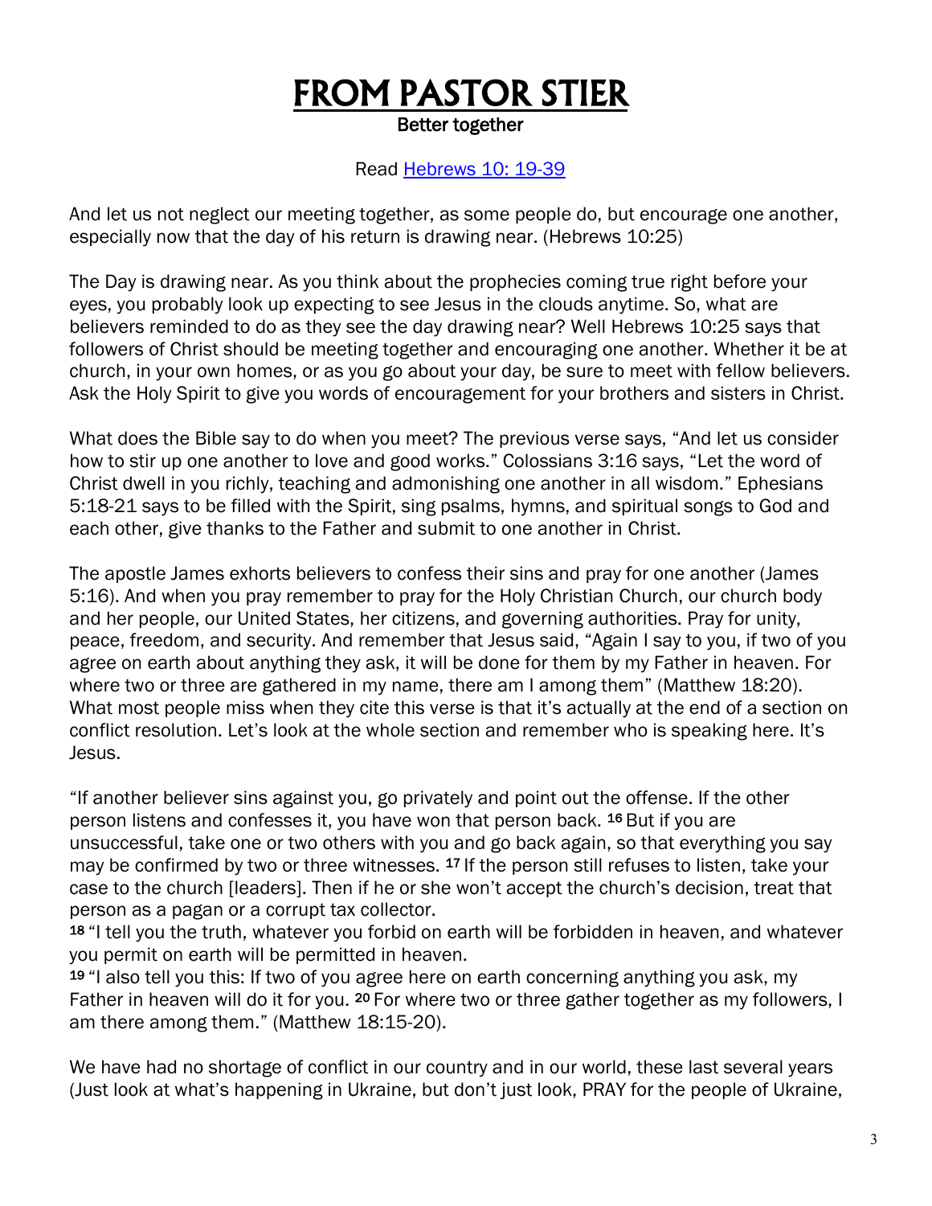# FROM PASTOR STIER

**Better together**

Read [Hebrews 10: 19-39]()

And let us not neglect our meeting together, as some people do, but encourage one another, especially now that the day of his return is drawing near. (Hebrews 10:25)

The Day is drawing near. As you think about the prophecies coming true right before your eyes, you probably look up expecting to see Jesus in the clouds anytime. So, what are believers reminded to do as they see the day drawing near? Well Hebrews 10:25 says that followers of Christ should be meeting together and encouraging one another. Whether it be at church, in your own homes, or as you go about your day, be sure to meet with fellow believers. Ask the Holy Spirit to give you words of encouragement for your brothers and sisters in Christ.

What does the Bible say to do when you meet? The previous verse says, "And let us consider how to stir up one another to love and good works." Colossians 3:16 says, "Let the word of Christ dwell in you richly, teaching and admonishing one another in all wisdom." Ephesians 5:18-21 says to be filled with the Spirit, sing psalms, hymns, and spiritual songs to God and each other, give thanks to the Father and submit to one another in Christ.

The apostle James exhorts believers to confess their sins and pray for one another (James 5:16). And when you pray remember to pray for the Holy Christian Church, our church body and her people, our United States, her citizens, and governing authorities. Pray for unity, peace, freedom, and security. And remember that Jesus said, "Again I say to you, if two of you agree on earth about anything they ask, it will be done for them by my Father in heaven. For where two or three are gathered in my name, there am I among them" (Matthew 18:20). What most people miss when they cite this verse is that it's actually at the end of a section on conflict resolution. Let's look at the whole section and remember who is speaking here. It's Jesus.

"If another believer sins against you, go privately and point out the offense. If the other person listens and confesses it, you have won that person back. **16** But if you are unsuccessful, take one or two others with you and go back again, so that everything you say may be confirmed by two or three witnesses. **17** If the person still refuses to listen, take your case to the church [leaders]. Then if he or she won't accept the church's decision, treat that person as a pagan or a corrupt tax collector.
**18** "I tell you the truth, whatever you forbid on earth will be forbidden in heaven, and whatever you permit on earth will be permitted in heaven.
**19** "I also tell you this: If two of you agree here on earth concerning anything you ask, my Father in heaven will do it for you. **20** For where two or three gather together as my followers, I am there among them." (Matthew 18:15-20).

We have had no shortage of conflict in our country and in our world, these last several years (Just look at what's happening in Ukraine, but don't just look, PRAY for the people of Ukraine,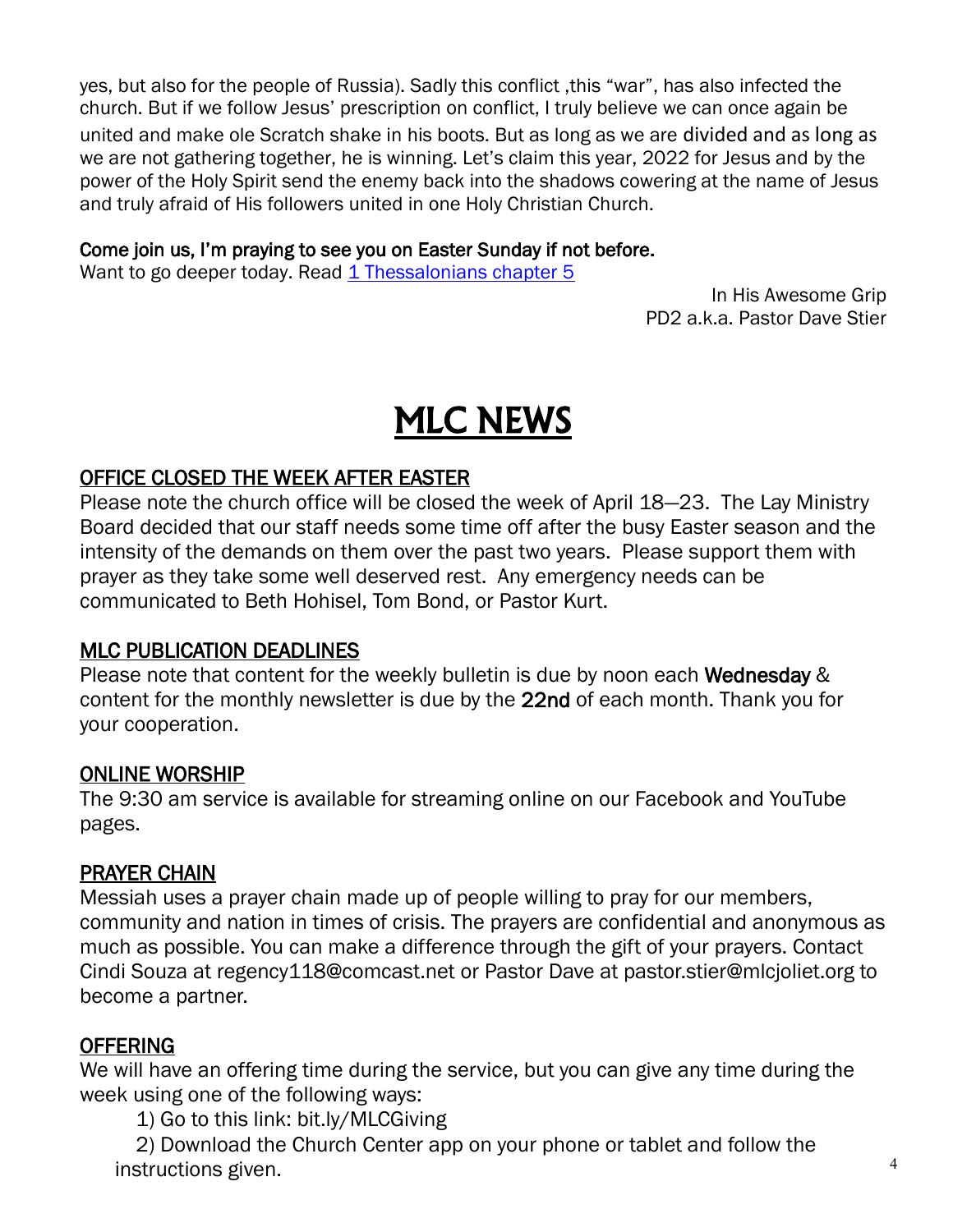yes, but also for the people of Russia). Sadly this conflict ,this "war", has also infected the church. But if we follow Jesus' prescription on conflict, I truly believe we can once again be united and make ole Scratch shake in his boots. But as long as we are divided and as long as we are not gathering together, he is winning. Let's claim this year, 2022 for Jesus and by the power of the Holy Spirit send the enemy back into the shadows cowering at the name of Jesus and truly afraid of His followers united in one Holy Christian Church.

Come join us, I'm praying to see you on Easter Sunday if not before.
Want to go deeper today. Read [1 Thessalonians chapter 5]()

In His Awesome Grip
PD2 a.k.a. Pastor Dave Stier

# MLC NEWS

## OFFICE CLOSED THE WEEK AFTER EASTER

Please note the church office will be closed the week of April 18—23. The Lay Ministry Board decided that our staff needs some time off after the busy Easter season and the intensity of the demands on them over the past two years. Please support them with prayer as they take some well deserved rest. Any emergency needs can be communicated to Beth Hohisel, Tom Bond, or Pastor Kurt.

## MLC PUBLICATION DEADLINES

Please note that content for the weekly bulletin is due by noon each **Wednesday** & content for the monthly newsletter is due by the **22nd** of each month. Thank you for your cooperation.

## ONLINE WORSHIP

The 9:30 am service is available for streaming online on our Facebook and YouTube pages.

## PRAYER CHAIN

Messiah uses a prayer chain made up of people willing to pray for our members, community and nation in times of crisis. The prayers are confidential and anonymous as much as possible. You can make a difference through the gift of your prayers. Contact Cindi Souza at regency118@comcast.net or Pastor Dave at pastor.stier@mlcjoliet.org to become a partner.

## OFFERING

We will have an offering time during the service, but you can give any time during the week using one of the following ways:

1) Go to this link: bit.ly/MLCGiving
2) Download the Church Center app on your phone or tablet and follow the instructions given.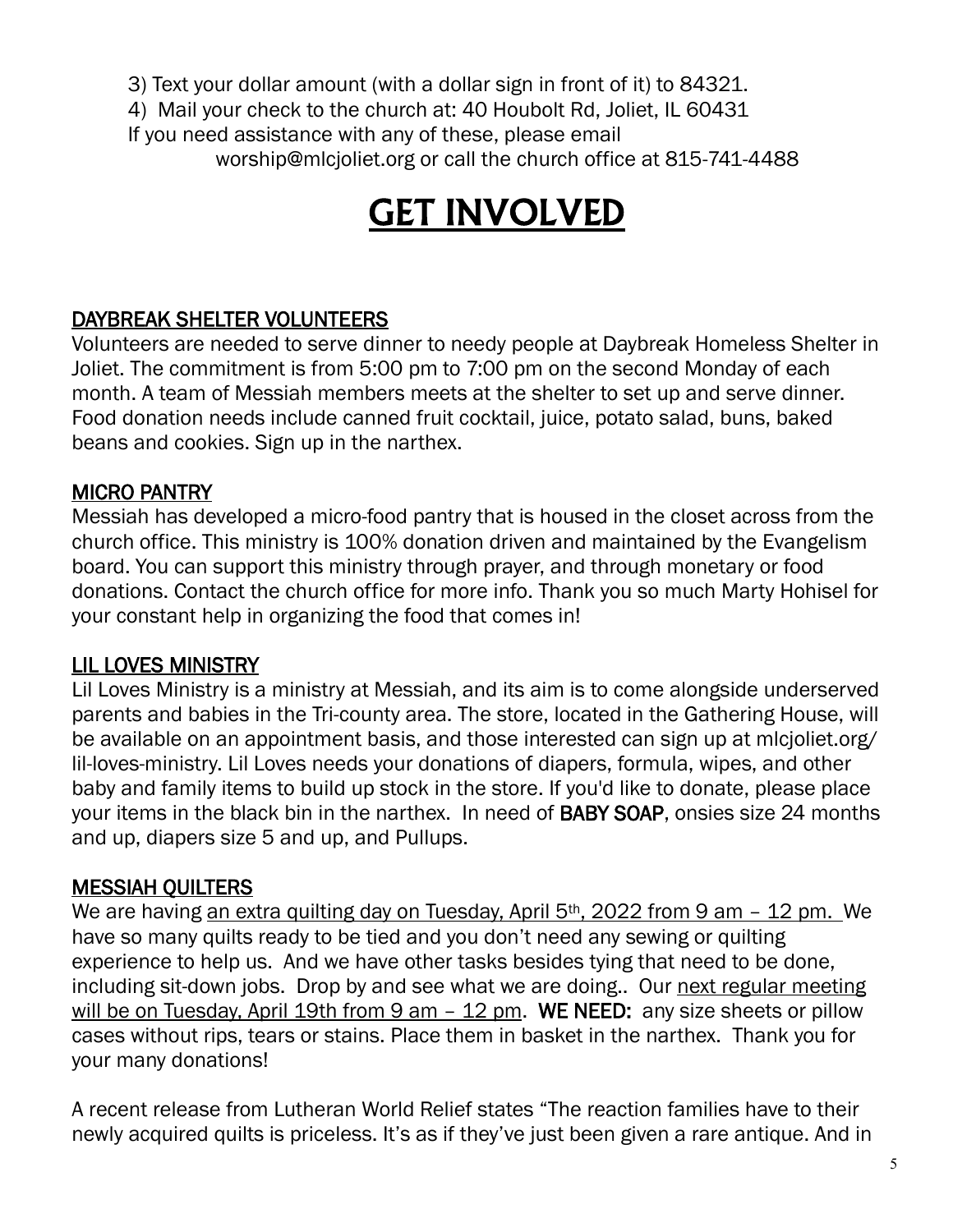3) Text your dollar amount (with a dollar sign in front of it) to 84321.
4) Mail your check to the church at: 40 Houbolt Rd, Joliet, IL 60431
If you need assistance with any of these, please email worship@mlcjoliet.org or call the church office at 815-741-4488

# GET INVOLVED

## DAYBREAK SHELTER VOLUNTEERS

Volunteers are needed to serve dinner to needy people at Daybreak Homeless Shelter in Joliet. The commitment is from 5:00 pm to 7:00 pm on the second Monday of each month. A team of Messiah members meets at the shelter to set up and serve dinner. Food donation needs include canned fruit cocktail, juice, potato salad, buns, baked beans and cookies. Sign up in the narthex.

## MICRO PANTRY

Messiah has developed a micro-food pantry that is housed in the closet across from the church office. This ministry is 100% donation driven and maintained by the Evangelism board. You can support this ministry through prayer, and through monetary or food donations. Contact the church office for more info. Thank you so much Marty Hohisel for your constant help in organizing the food that comes in!

## LIL LOVES MINISTRY

Lil Loves Ministry is a ministry at Messiah, and its aim is to come alongside underserved parents and babies in the Tri-county area. The store, located in the Gathering House, will be available on an appointment basis, and those interested can sign up at mlcjoliet.org/lil-loves-ministry. Lil Loves needs your donations of diapers, formula, wipes, and other baby and family items to build up stock in the store. If you'd like to donate, please place your items in the black bin in the narthex. In need of **BABY SOAP**, onsies size 24 months and up, diapers size 5 and up, and Pullups.

## MESSIAH QUILTERS

We are having an extra quilting day on Tuesday, April 5th, 2022 from 9 am – 12 pm. We have so many quilts ready to be tied and you don't need any sewing or quilting experience to help us. And we have other tasks besides tying that need to be done, including sit-down jobs. Drop by and see what we are doing.. Our next regular meeting will be on Tuesday, April 19th from 9 am – 12 pm. **WE NEED:** any size sheets or pillow cases without rips, tears or stains. Place them in basket in the narthex. Thank you for your many donations!

A recent release from Lutheran World Relief states "The reaction families have to their newly acquired quilts is priceless. It's as if they've just been given a rare antique. And in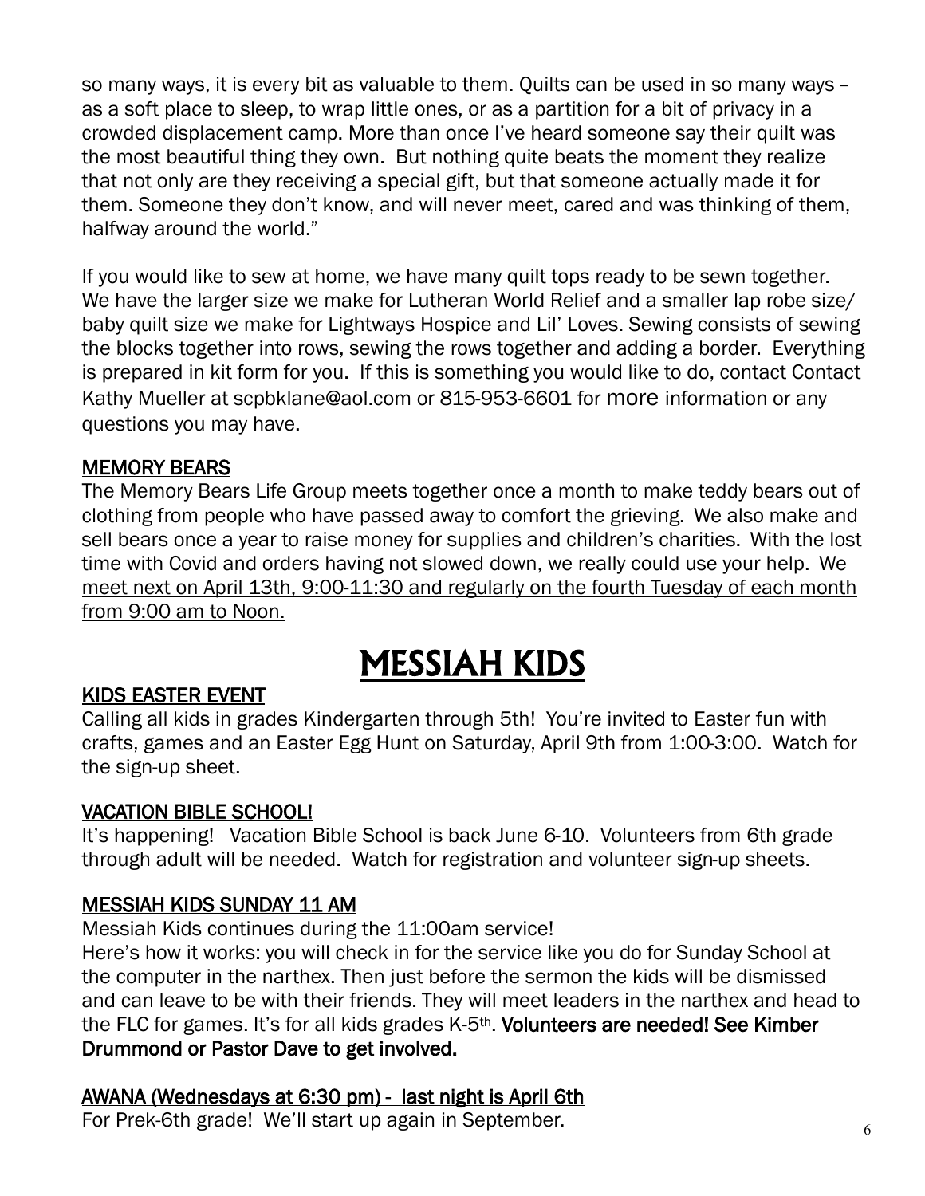so many ways, it is every bit as valuable to them. Quilts can be used in so many ways – as a soft place to sleep, to wrap little ones, or as a partition for a bit of privacy in a crowded displacement camp. More than once I've heard someone say their quilt was the most beautiful thing they own. But nothing quite beats the moment they realize that not only are they receiving a special gift, but that someone actually made it for them. Someone they don't know, and will never meet, cared and was thinking of them, halfway around the world."

If you would like to sew at home, we have many quilt tops ready to be sewn together. We have the larger size we make for Lutheran World Relief and a smaller lap robe size/ baby quilt size we make for Lightways Hospice and Lil' Loves. Sewing consists of sewing the blocks together into rows, sewing the rows together and adding a border. Everything is prepared in kit form for you. If this is something you would like to do, contact Contact Kathy Mueller at scpbklane@aol.com or 815-953-6601 for more information or any questions you may have.

### MEMORY BEARS

The Memory Bears Life Group meets together once a month to make teddy bears out of clothing from people who have passed away to comfort the grieving. We also make and sell bears once a year to raise money for supplies and children's charities. With the lost time with Covid and orders having not slowed down, we really could use your help. We meet next on April 13th, 9:00-11:30 and regularly on the fourth Tuesday of each month from 9:00 am to Noon.

# MESSIAH KIDS

### KIDS EASTER EVENT

Calling all kids in grades Kindergarten through 5th! You're invited to Easter fun with crafts, games and an Easter Egg Hunt on Saturday, April 9th from 1:00-3:00. Watch for the sign-up sheet.

### VACATION BIBLE SCHOOL!

It's happening! Vacation Bible School is back June 6-10. Volunteers from 6th grade through adult will be needed. Watch for registration and volunteer sign-up sheets.

### MESSIAH KIDS SUNDAY 11 AM

Messiah Kids continues during the 11:00am service!

Here's how it works: you will check in for the service like you do for Sunday School at the computer in the narthex. Then just before the sermon the kids will be dismissed and can leave to be with their friends. They will meet leaders in the narthex and head to the FLC for games. It's for all kids grades K-5th. **Volunteers are needed! See Kimber Drummond or Pastor Dave to get involved.**

### AWANA (Wednesdays at 6:30 pm) - last night is April 6th

For Prek-6th grade! We'll start up again in September.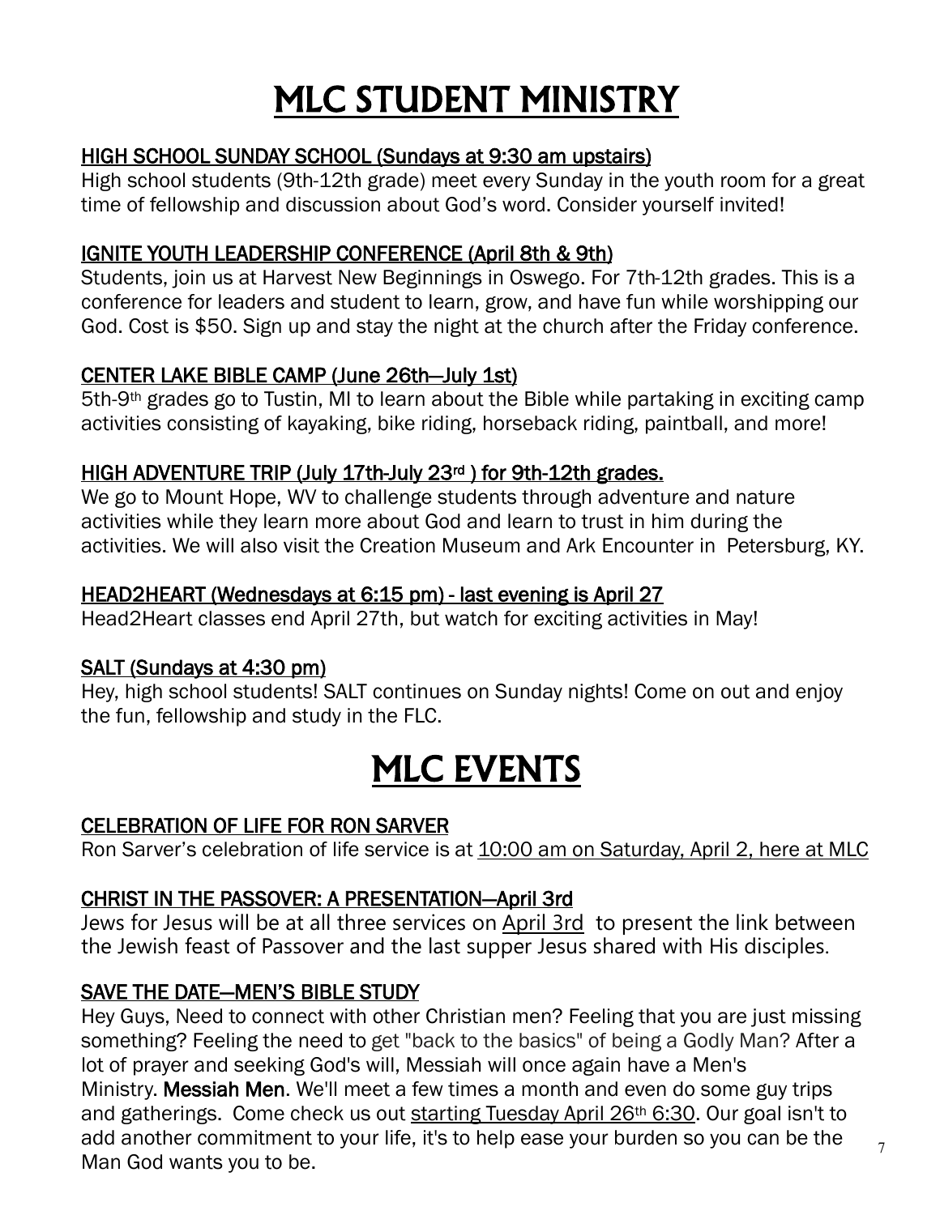# MLC STUDENT MINISTRY

## HIGH SCHOOL SUNDAY SCHOOL (Sundays at 9:30 am upstairs)

High school students (9th-12th grade) meet every Sunday in the youth room for a great time of fellowship and discussion about God's word. Consider yourself invited!

## IGNITE YOUTH LEADERSHIP CONFERENCE (April 8th & 9th)

Students, join us at Harvest New Beginnings in Oswego. For 7th-12th grades. This is a conference for leaders and student to learn, grow, and have fun while worshipping our God. Cost is $50. Sign up and stay the night at the church after the Friday conference.

## CENTER LAKE BIBLE CAMP (June 26th—July 1st)

5th-9th grades go to Tustin, MI to learn about the Bible while partaking in exciting camp activities consisting of kayaking, bike riding, horseback riding, paintball, and more!

## HIGH ADVENTURE TRIP (July 17th-July 23rd ) for 9th-12th grades.

We go to Mount Hope, WV to challenge students through adventure and nature activities while they learn more about God and learn to trust in him during the activities. We will also visit the Creation Museum and Ark Encounter in Petersburg, KY.

## HEAD2HEART (Wednesdays at 6:15 pm) - last evening is April 27

Head2Heart classes end April 27th, but watch for exciting activities in May!

## SALT (Sundays at 4:30 pm)

Hey, high school students! SALT continues on Sunday nights! Come on out and enjoy the fun, fellowship and study in the FLC.

# MLC EVENTS

## CELEBRATION OF LIFE FOR RON SARVER

Ron Sarver's celebration of life service is at 10:00 am on Saturday, April 2, here at MLC

## CHRIST IN THE PASSOVER: A PRESENTATION—April 3rd

Jews for Jesus will be at all three services on April 3rd to present the link between the Jewish feast of Passover and the last supper Jesus shared with His disciples.

## SAVE THE DATE—MEN'S BIBLE STUDY

Hey Guys, Need to connect with other Christian men? Feeling that you are just missing something? Feeling the need to get "back to the basics" of being a Godly Man? After a lot of prayer and seeking God's will, Messiah will once again have a Men's Ministry. **Messiah Men**. We'll meet a few times a month and even do some guy trips and gatherings. Come check us out starting Tuesday April 26th 6:30. Our goal isn't to add another commitment to your life, it's to help ease your burden so you can be the Man God wants you to be.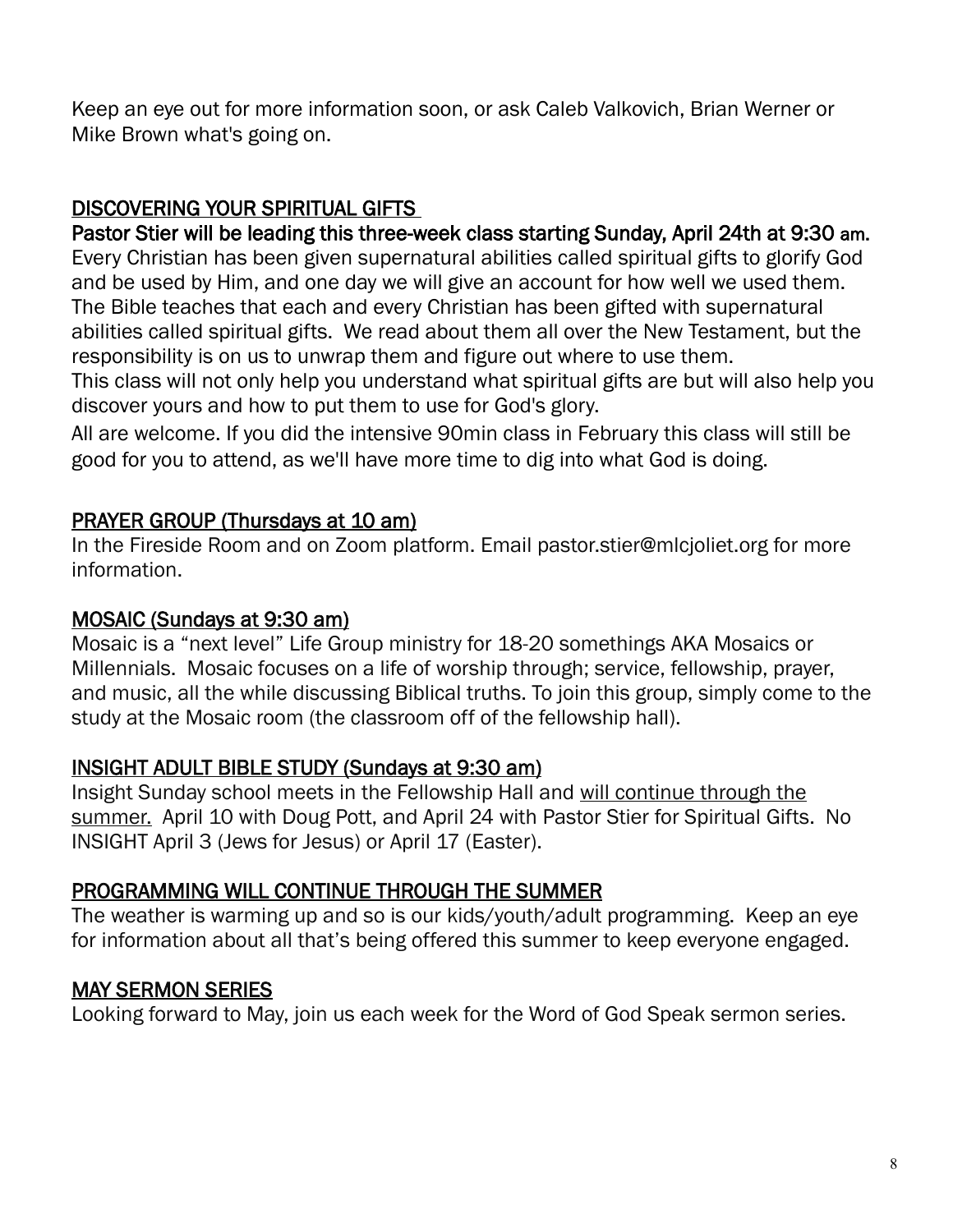Keep an eye out for more information soon, or ask Caleb Valkovich, Brian Werner or Mike Brown what's going on.

## DISCOVERING YOUR SPIRITUAL GIFTS

**Pastor Stier will be leading this three-week class starting Sunday, April 24th at 9:30 am.**

Every Christian has been given supernatural abilities called spiritual gifts to glorify God and be used by Him, and one day we will give an account for how well we used them. The Bible teaches that each and every Christian has been gifted with supernatural abilities called spiritual gifts. We read about them all over the New Testament, but the responsibility is on us to unwrap them and figure out where to use them.

This class will not only help you understand what spiritual gifts are but will also help you discover yours and how to put them to use for God's glory.

All are welcome. If you did the intensive 90min class in February this class will still be good for you to attend, as we'll have more time to dig into what God is doing.

## PRAYER GROUP (Thursdays at 10 am)

In the Fireside Room and on Zoom platform. Email pastor.stier@mlcjoliet.org for more information.

## MOSAIC (Sundays at 9:30 am)

Mosaic is a "next level" Life Group ministry for 18-20 somethings AKA Mosaics or Millennials. Mosaic focuses on a life of worship through; service, fellowship, prayer, and music, all the while discussing Biblical truths. To join this group, simply come to the study at the Mosaic room (the classroom off of the fellowship hall).

## INSIGHT ADULT BIBLE STUDY (Sundays at 9:30 am)

Insight Sunday school meets in the Fellowship Hall and will continue through the summer. April 10 with Doug Pott, and April 24 with Pastor Stier for Spiritual Gifts. No INSIGHT April 3 (Jews for Jesus) or April 17 (Easter).

## PROGRAMMING WILL CONTINUE THROUGH THE SUMMER

The weather is warming up and so is our kids/youth/adult programming. Keep an eye for information about all that's being offered this summer to keep everyone engaged.

## MAY SERMON SERIES

Looking forward to May, join us each week for the Word of God Speak sermon series.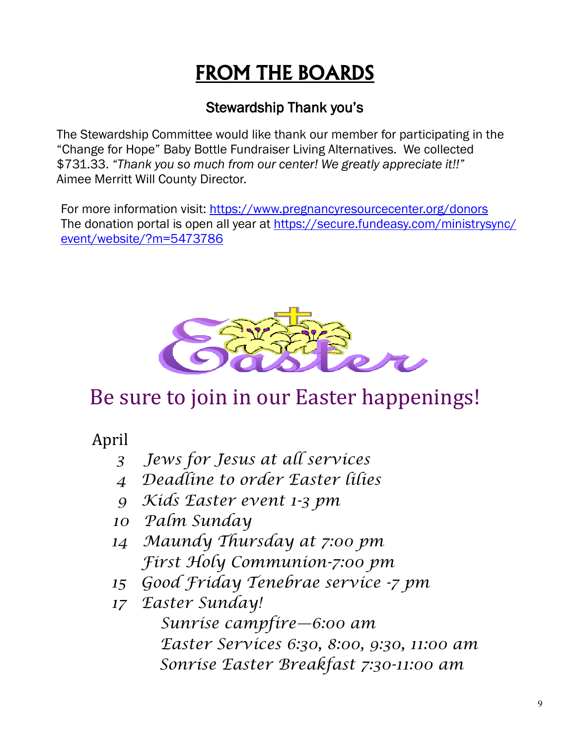# FROM THE BOARDS

## Stewardship Thank you's

The Stewardship Committee would like thank our member for participating in the "Change for Hope" Baby Bottle Fundraiser Living Alternatives. We collected $731.33. *"Thank you so much from our center! We greatly appreciate it!!"* Aimee Merritt Will County Director.

For more information visit: https://www.pregnancyresourcecenter.org/donors
The donation portal is open all year at https://secure.fundeasy.com/ministrysync/event/website/?m=5473786

Easter

## Be sure to join in our Easter happenings!

April

- *3 Jews for Jesus at all services*
- *4 Deadline to order Easter lilies*
- *9 Kids Easter event 1-3 pm*
- *10 Palm Sunday*
- *14 Maundy Thursday at 7:00 pm*
  *First Holy Communion-7:00 pm*
- *15 Good Friday Tenebrae service -7 pm*
- *17 Easter Sunday!*
  *Sunrise campfire—6:00 am*
  *Easter Services 6:30, 8:00, 9:30, 11:00 am*
  *Sonrise Easter Breakfast 7:30-11:00 am*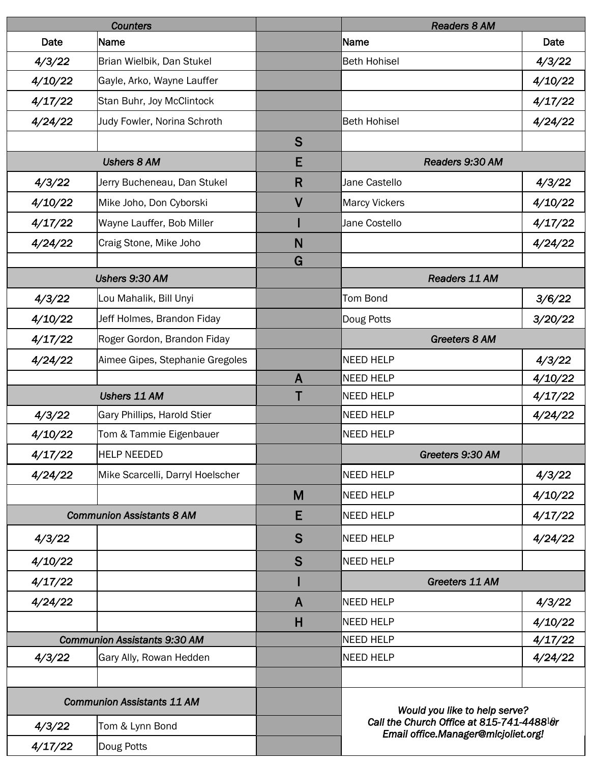## Counters

| Date | Name |
|---|---|
| 4/3/22 | Brian Wielbik, Dan Stukel |
| 4/10/22 | Gayle, Arko, Wayne Lauffer |
| 4/17/22 | Stan Buhr, Joy McClintock |
| 4/24/22 | Judy Fowler, Norina Schroth |

## Ushers 8 AM

| Date | Name |
|---|---|
| 4/3/22 | Jerry Bucheneau, Dan Stukel |
| 4/10/22 | Mike Joho, Don Cyborski |
| 4/17/22 | Wayne Lauffer, Bob Miller |
| 4/24/22 | Craig Stone, Mike Joho |

## Ushers 9:30 AM

| Date | Name |
|---|---|
| 4/3/22 | Lou Mahalik, Bill Unyi |
| 4/10/22 | Jeff Holmes, Brandon Fiday |
| 4/17/22 | Roger Gordon, Brandon Fiday |
| 4/24/22 | Aimee Gipes, Stephanie Gregoles |

## Ushers 11 AM

| Date | Name |
|---|---|
| 4/3/22 | Gary Phillips, Harold Stier |
| 4/10/22 | Tom & Tammie Eigenbauer |
| 4/17/22 | HELP NEEDED |
| 4/24/22 | Mike Scarcelli, Darryl Hoelscher |

## Communion Assistants 8 AM

| Date | Name |
|---|---|
| 4/3/22 | |
| 4/10/22 | |
| 4/17/22 | |
| 4/24/22 | |

## Communion Assistants 9:30 AM

| Date | Name |
|---|---|
| 4/3/22 | Gary Ally, Rowan Hedden |

## Communion Assistants 11 AM

| Date | Name |
|---|---|
| 4/3/22 | Tom & Lynn Bond |
| 4/17/22 | Doug Potts |

**SERVING AT MESSIAH**

## Readers 8 AM

| Name | Date |
|---|---|
| Beth Hohisel | 4/3/22 |
| | 4/10/22 |
| | 4/17/22 |
| Beth Hohisel | 4/24/22 |

## Readers 9:30 AM

| Name | Date |
|---|---|
| Jane Castello | 4/3/22 |
| Marcy Vickers | 4/10/22 |
| Jane Costello | 4/17/22 |
| | 4/24/22 |

## Readers 11 AM

| Name | Date |
|---|---|
| Tom Bond | 3/6/22 |
| Doug Potts | 3/20/22 |

## Greeters 8 AM

| Name | Date |
|---|---|
| NEED HELP | 4/3/22 |
| NEED HELP | 4/10/22 |
| NEED HELP | 4/17/22 |
| NEED HELP | 4/24/22 |
| NEED HELP | |

## Greeters 9:30 AM

| Name | Date |
|---|---|
| NEED HELP | 4/3/22 |
| NEED HELP | 4/10/22 |
| NEED HELP | 4/17/22 |
| NEED HELP | 4/24/22 |
| NEED HELP | |

## Greeters 11 AM

| Name | Date |
|---|---|
| NEED HELP | 4/3/22 |
| NEED HELP | 4/10/22 |
| NEED HELP | 4/17/22 |
| NEED HELP | 4/24/22 |

*Would you like to help serve?*
*Call the Church Office at 815-741-4488 or*
*Email office.Manager@mlcjoliet.org!*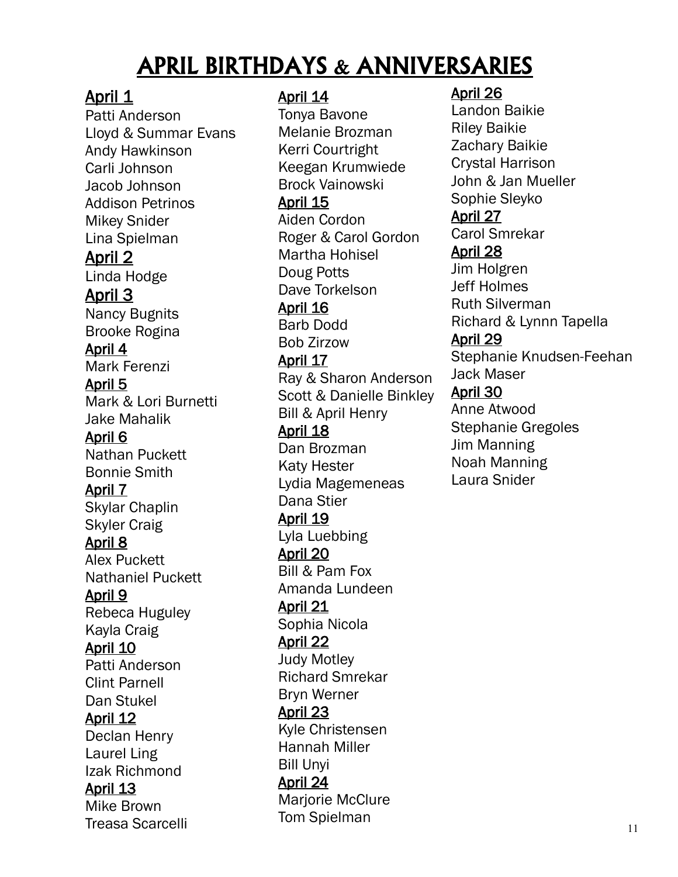# APRIL BIRTHDAYS & ANNIVERSARIES

**April 1**
Patti Anderson
Lloyd & Summar Evans
Andy Hawkinson
Carli Johnson
Jacob Johnson
Addison Petrinos
Mikey Snider
Lina Spielman

**April 2**
Linda Hodge

**April 3**
Nancy Bugnits
Brooke Rogina

**April 4**
Mark Ferenzi

**April 5**
Mark & Lori Burnetti
Jake Mahalik

**April 6**
Nathan Puckett
Bonnie Smith

**April 7**
Skylar Chaplin
Skyler Craig

**April 8**
Alex Puckett
Nathaniel Puckett

**April 9**
Rebeca Huguley
Kayla Craig

**April 10**
Patti Anderson
Clint Parnell
Dan Stukel

**April 12**
Declan Henry
Laurel Ling
Izak Richmond

**April 13**
Mike Brown
Treasa Scarcelli

**April 14**
Tonya Bavone
Melanie Brozman
Kerri Courtright
Keegan Krumwiede
Brock Vainowski

**April 15**
Aiden Cordon
Roger & Carol Gordon
Martha Hohisel
Doug Potts
Dave Torkelson

**April 16**
Barb Dodd
Bob Zirzow

**April 17**
Ray & Sharon Anderson
Scott & Danielle Binkley
Bill & April Henry

**April 18**
Dan Brozman
Katy Hester
Lydia Magemeneas
Dana Stier

**April 19**
Lyla Luebbing

**April 20**
Bill & Pam Fox
Amanda Lundeen

**April 21**
Sophia Nicola

**April 22**
Judy Motley
Richard Smrekar
Bryn Werner

**April 23**
Kyle Christensen
Hannah Miller
Bill Unyi

**April 24**
Marjorie McClure
Tom Spielman

**April 26**
Landon Baikie
Riley Baikie
Zachary Baikie
Crystal Harrison
John & Jan Mueller
Sophie Sleyko

**April 27**
Carol Smrekar

**April 28**
Jim Holgren
Jeff Holmes
Ruth Silverman
Richard & Lynnn Tapella

**April 29**
Stephanie Knudsen-Feehan
Jack Maser

**April 30**
Anne Atwood
Stephanie Gregoles
Jim Manning
Noah Manning
Laura Snider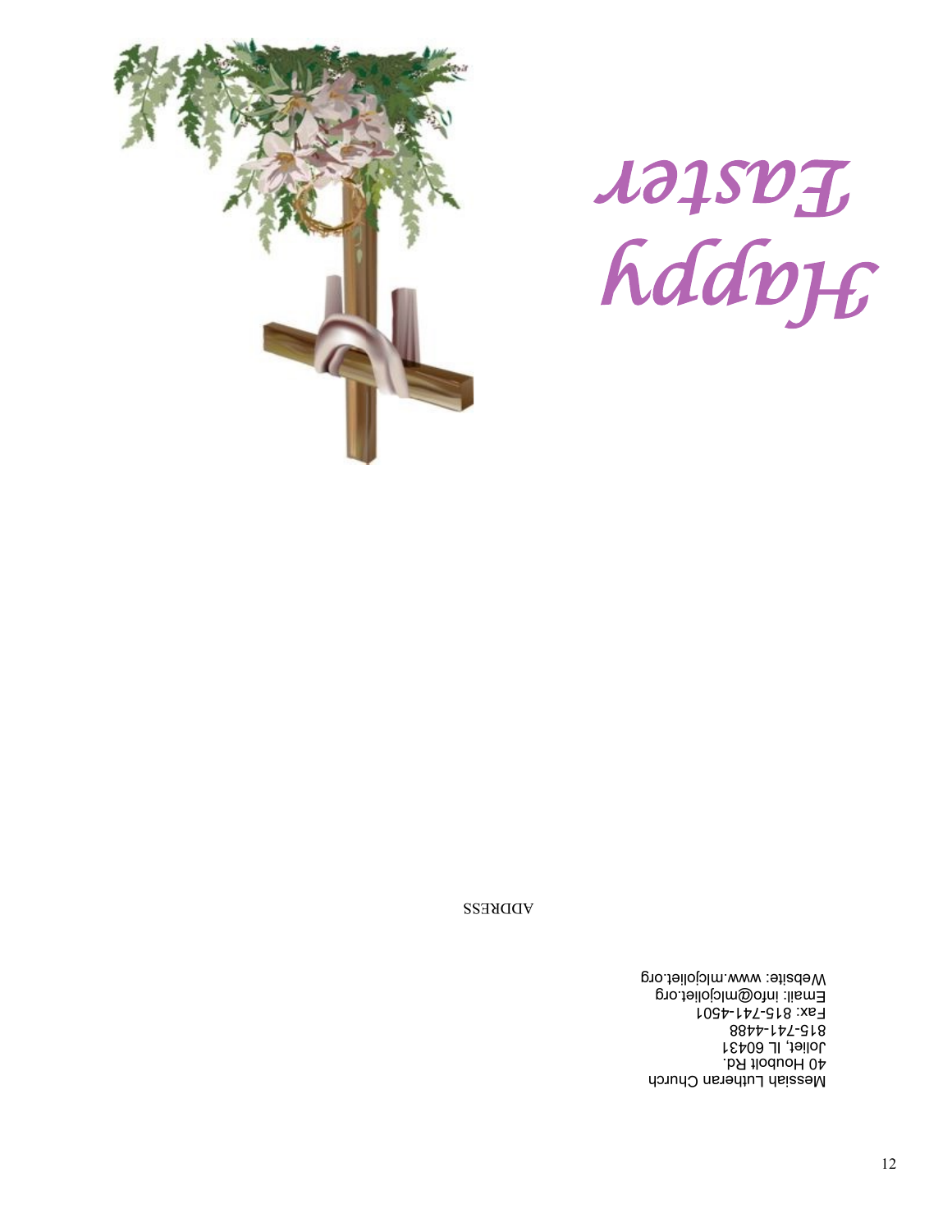# *Happy Easter*

Messiah Lutheran Church
40 Houbolt Rd.
Joliet, IL 60431
815-741-4488
Fax: 815-741-4501
Email: info@mlcjoliet.org
Website: www.mlcjoliet.org

ADDRESS